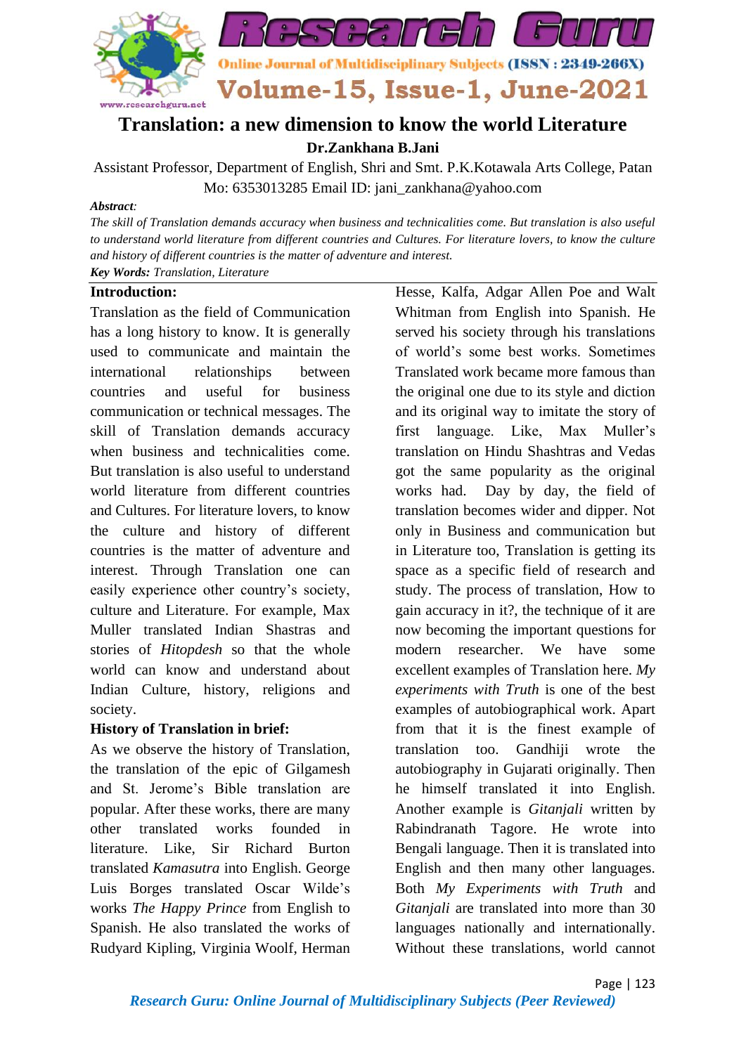# Translation: a new dimension to know the world Literature

**Dr.Zankhana B.Jani**

Assistant Professor, Department of English, Shri and Smt. P.K.Kotawala Arts College, Patan
Mo: 6353013285 Email ID: jani_zankhana@yahoo.com

***Abstract:***

*The skill of Translation demands accuracy when business and technicalities come. But translation is also useful to understand world literature from different countries and Cultures. For literature lovers, to know the culture and history of different countries is the matter of adventure and interest.*

***Key Words:*** *Translation, Literature*

## Introduction:

Translation as the field of Communication has a long history to know. It is generally used to communicate and maintain the international relationships between countries and useful for business communication or technical messages. The skill of Translation demands accuracy when business and technicalities come. But translation is also useful to understand world literature from different countries and Cultures. For literature lovers, to know the culture and history of different countries is the matter of adventure and interest. Through Translation one can easily experience other country's society, culture and Literature. For example, Max Muller translated Indian Shastras and stories of *Hitopdesh* so that the whole world can know and understand about Indian Culture, history, religions and society.

## History of Translation in brief:

As we observe the history of Translation, the translation of the epic of Gilgamesh and St. Jerome's Bible translation are popular. After these works, there are many other translated works founded in literature. Like, Sir Richard Burton translated *Kamasutra* into English. George Luis Borges translated Oscar Wilde's works *The Happy Prince* from English to Spanish. He also translated the works of Rudyard Kipling, Virginia Woolf, Herman Hesse, Kalfa, Adgar Allen Poe and Walt Whitman from English into Spanish. He served his society through his translations of world's some best works. Sometimes Translated work became more famous than the original one due to its style and diction and its original way to imitate the story of first language. Like, Max Muller's translation on Hindu Shashtras and Vedas got the same popularity as the original works had. Day by day, the field of translation becomes wider and dipper. Not only in Business and communication but in Literature too, Translation is getting its space as a specific field of research and study. The process of translation, How to gain accuracy in it?, the technique of it are now becoming the important questions for modern researcher. We have some excellent examples of Translation here. *My experiments with Truth* is one of the best examples of autobiographical work. Apart from that it is the finest example of translation too. Gandhiji wrote the autobiography in Gujarati originally. Then he himself translated it into English. Another example is *Gitanjali* written by Rabindranath Tagore. He wrote into Bengali language. Then it is translated into English and then many other languages. Both *My Experiments with Truth* and *Gitanjali* are translated into more than 30 languages nationally and internationally. Without these translations, world cannot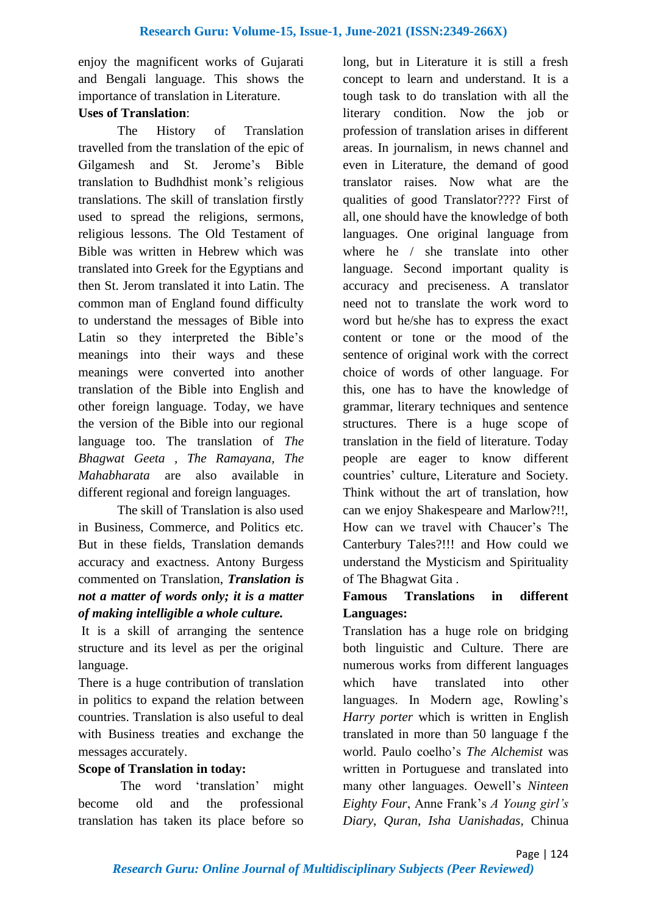enjoy the magnificent works of Gujarati and Bengali language. This shows the importance of translation in Literature.

**Uses of Translation**:

The History of Translation travelled from the translation of the epic of Gilgamesh and St. Jerome's Bible translation to Budhdhist monk's religious translations. The skill of translation firstly used to spread the religions, sermons, religious lessons. The Old Testament of Bible was written in Hebrew which was translated into Greek for the Egyptians and then St. Jerom translated it into Latin. The common man of England found difficulty to understand the messages of Bible into Latin so they interpreted the Bible's meanings into their ways and these meanings were converted into another translation of the Bible into English and other foreign language. Today, we have the version of the Bible into our regional language too. The translation of *The Bhagwat Geeta* , *The Ramayana*, *The Mahabharata* are also available in different regional and foreign languages.

The skill of Translation is also used in Business, Commerce, and Politics etc. But in these fields, Translation demands accuracy and exactness. Antony Burgess commented on Translation, ***Translation is not a matter of words only; it is a matter of making intelligible a whole culture.***

It is a skill of arranging the sentence structure and its level as per the original language.

There is a huge contribution of translation in politics to expand the relation between countries. Translation is also useful to deal with Business treaties and exchange the messages accurately.

**Scope of Translation in today:**

The word 'translation' might become old and the professional translation has taken its place before so long, but in Literature it is still a fresh concept to learn and understand. It is a tough task to do translation with all the literary condition. Now the job or profession of translation arises in different areas. In journalism, in news channel and even in Literature, the demand of good translator raises. Now what are the qualities of good Translator???? First of all, one should have the knowledge of both languages. One original language from where he / she translate into other language. Second important quality is accuracy and preciseness. A translator need not to translate the work word to word but he/she has to express the exact content or tone or the mood of the sentence of original work with the correct choice of words of other language. For this, one has to have the knowledge of grammar, literary techniques and sentence structures. There is a huge scope of translation in the field of literature. Today people are eager to know different countries' culture, Literature and Society. Think without the art of translation, how can we enjoy Shakespeare and Marlow?!!, How can we travel with Chaucer's The Canterbury Tales?!!! and How could we understand the Mysticism and Spirituality of The Bhagwat Gita .

**Famous Translations in different Languages:**

Translation has a huge role on bridging both linguistic and Culture. There are numerous works from different languages which have translated into other languages. In Modern age, Rowling's *Harry porter* which is written in English translated in more than 50 language f the world. Paulo coelho's *The Alchemist* was written in Portuguese and translated into many other languages. Oewell's *Ninteen Eighty Four*, Anne Frank's *A Young girl's Diary*, *Quran*, *Isha Uanishadas*, Chinua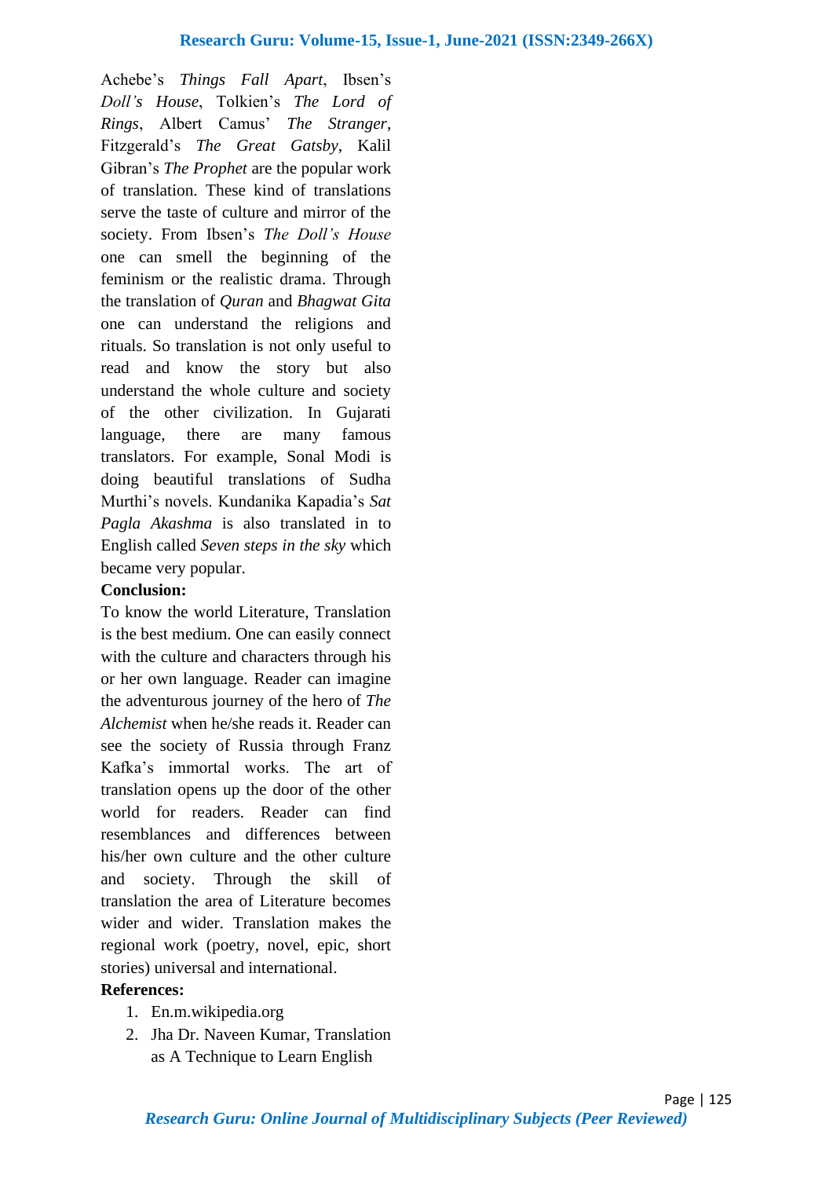Achebe's *Things Fall Apart*, Ibsen's *Doll's House*, Tolkien's *The Lord of Rings*, Albert Camus' *The Stranger*, Fitzgerald's *The Great Gatsby*, Kalil Gibran's *The Prophet* are the popular work of translation. These kind of translations serve the taste of culture and mirror of the society. From Ibsen's *The Doll's House* one can smell the beginning of the feminism or the realistic drama. Through the translation of *Quran* and *Bhagwat Gita* one can understand the religions and rituals. So translation is not only useful to read and know the story but also understand the whole culture and society of the other civilization. In Gujarati language, there are many famous translators. For example, Sonal Modi is doing beautiful translations of Sudha Murthi's novels. Kundanika Kapadia's *Sat Pagla Akashma* is also translated in to English called *Seven steps in the sky* which became very popular.

**Conclusion:**

To know the world Literature, Translation is the best medium. One can easily connect with the culture and characters through his or her own language. Reader can imagine the adventurous journey of the hero of *The Alchemist* when he/she reads it. Reader can see the society of Russia through Franz Kafka's immortal works. The art of translation opens up the door of the other world for readers. Reader can find resemblances and differences between his/her own culture and the other culture and society. Through the skill of translation the area of Literature becomes wider and wider. Translation makes the regional work (poetry, novel, epic, short stories) universal and international.

**References:**

1. En.m.wikipedia.org
2. Jha Dr. Naveen Kumar, Translation as A Technique to Learn English